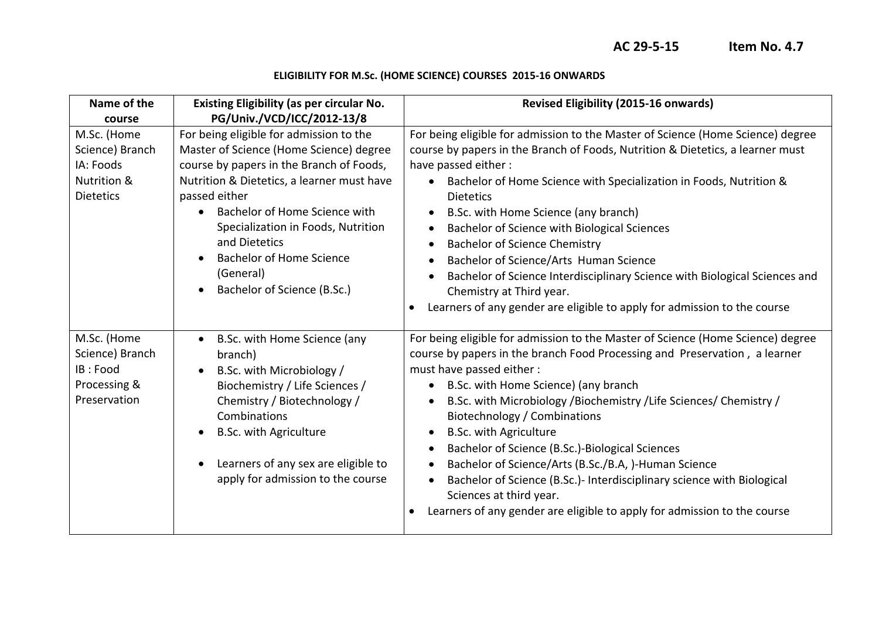**AC 29-5-15 Item No. 4.7**

**ELIGIBILITY FOR M.Sc. (HOME SCIENCE) COURSES 2015-16 ONWARDS**

| Name of the course | Existing Eligibility (as per circular No. PG/Univ./VCD/ICC/2012-13/8 | Revised Eligibility (2015-16 onwards) |
|---|---|---|
| M.Sc. (Home Science) Branch IA: Foods Nutrition & Dietetics | For being eligible for admission to the Master of Science (Home Science) degree course by papers in the Branch of Foods, Nutrition & Dietetics, a learner must have passed either<br>• Bachelor of Home Science with Specialization in Foods, Nutrition and Dietetics<br>• Bachelor of Home Science (General)<br>• Bachelor of Science (B.Sc.) | For being eligible for admission to the Master of Science (Home Science) degree course by papers in the Branch of Foods, Nutrition & Dietetics, a learner must have passed either :<br>• Bachelor of Home Science with Specialization in Foods, Nutrition & Dietetics<br>• B.Sc. with Home Science (any branch)<br>• Bachelor of Science with Biological Sciences<br>• Bachelor of Science Chemistry<br>• Bachelor of Science/Arts Human Science<br>• Bachelor of Science Interdisciplinary Science with Biological Sciences and Chemistry at Third year.<br>• Learners of any gender are eligible to apply for admission to the course |
| M.Sc. (Home Science) Branch IB : Food Processing & Preservation | • B.Sc. with Home Science (any branch)<br>• B.Sc. with Microbiology / Biochemistry / Life Sciences / Chemistry / Biotechnology / Combinations<br>• B.Sc. with Agriculture<br>• Learners of any sex are eligible to apply for admission to the course | For being eligible for admission to the Master of Science (Home Science) degree course by papers in the branch Food Processing and Preservation , a learner must have passed either :<br>• B.Sc. with Home Science) (any branch<br>• B.Sc. with Microbiology /Biochemistry /Life Sciences/ Chemistry / Biotechnology / Combinations<br>• B.Sc. with Agriculture<br>• Bachelor of Science (B.Sc.)-Biological Sciences<br>• Bachelor of Science/Arts (B.Sc./B.A, )-Human Science<br>• Bachelor of Science (B.Sc.)- Interdisciplinary science with Biological Sciences at third year.<br>• Learners of any gender are eligible to apply for admission to the course |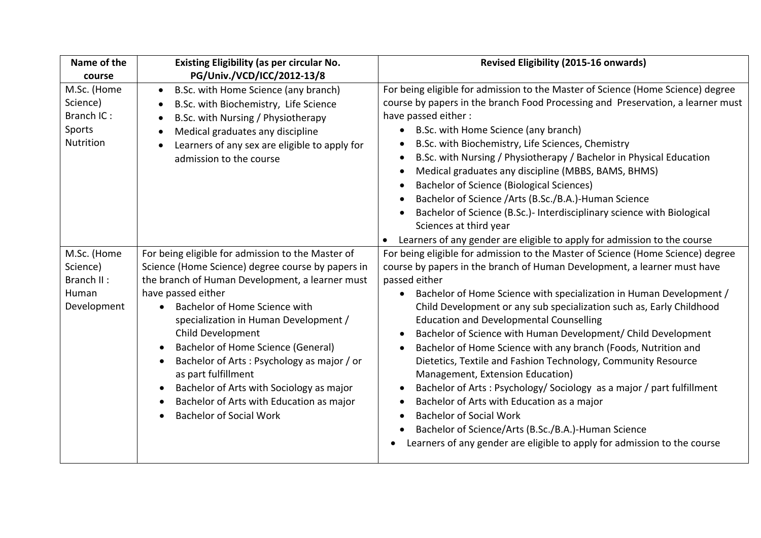| Name of the course | Existing Eligibility (as per circular No. PG/Univ./VCD/ICC/2012-13/8 | Revised Eligibility (2015-16 onwards) |
|---|---|---|
| M.Sc. (Home Science) Branch IC : Sports Nutrition | • B.Sc. with Home Science (any branch)<br>• B.Sc. with Biochemistry, Life Science<br>• B.Sc. with Nursing / Physiotherapy<br>• Medical graduates any discipline<br>• Learners of any sex are eligible to apply for admission to the course | For being eligible for admission to the Master of Science (Home Science) degree course by papers in the branch Food Processing and Preservation, a learner must have passed either :<br>• B.Sc. with Home Science (any branch)<br>• B.Sc. with Biochemistry, Life Sciences, Chemistry<br>• B.Sc. with Nursing / Physiotherapy / Bachelor in Physical Education<br>• Medical graduates any discipline (MBBS, BAMS, BHMS)<br>• Bachelor of Science (Biological Sciences)<br>• Bachelor of Science /Arts (B.Sc./B.A.)-Human Science<br>• Bachelor of Science (B.Sc.)- Interdisciplinary science with Biological Sciences at third year<br>• Learners of any gender are eligible to apply for admission to the course |
| M.Sc. (Home Science) Branch II : Human Development | For being eligible for admission to the Master of Science (Home Science) degree course by papers in the branch of Human Development, a learner must have passed either<br>• Bachelor of Home Science with specialization in Human Development / Child Development<br>• Bachelor of Home Science (General)<br>• Bachelor of Arts : Psychology as major / or as part fulfillment<br>• Bachelor of Arts with Sociology as major<br>• Bachelor of Arts with Education as major<br>• Bachelor of Social Work | For being eligible for admission to the Master of Science (Home Science) degree course by papers in the branch of Human Development, a learner must have passed either<br>• Bachelor of Home Science with specialization in Human Development / Child Development or any sub specialization such as, Early Childhood Education and Developmental Counselling<br>• Bachelor of Science with Human Development/ Child Development<br>• Bachelor of Home Science with any branch (Foods, Nutrition and Dietetics, Textile and Fashion Technology, Community Resource Management, Extension Education)<br>• Bachelor of Arts : Psychology/ Sociology as a major / part fulfillment<br>• Bachelor of Arts with Education as a major<br>• Bachelor of Social Work<br>• Bachelor of Science/Arts (B.Sc./B.A.)-Human Science<br>• Learners of any gender are eligible to apply for admission to the course |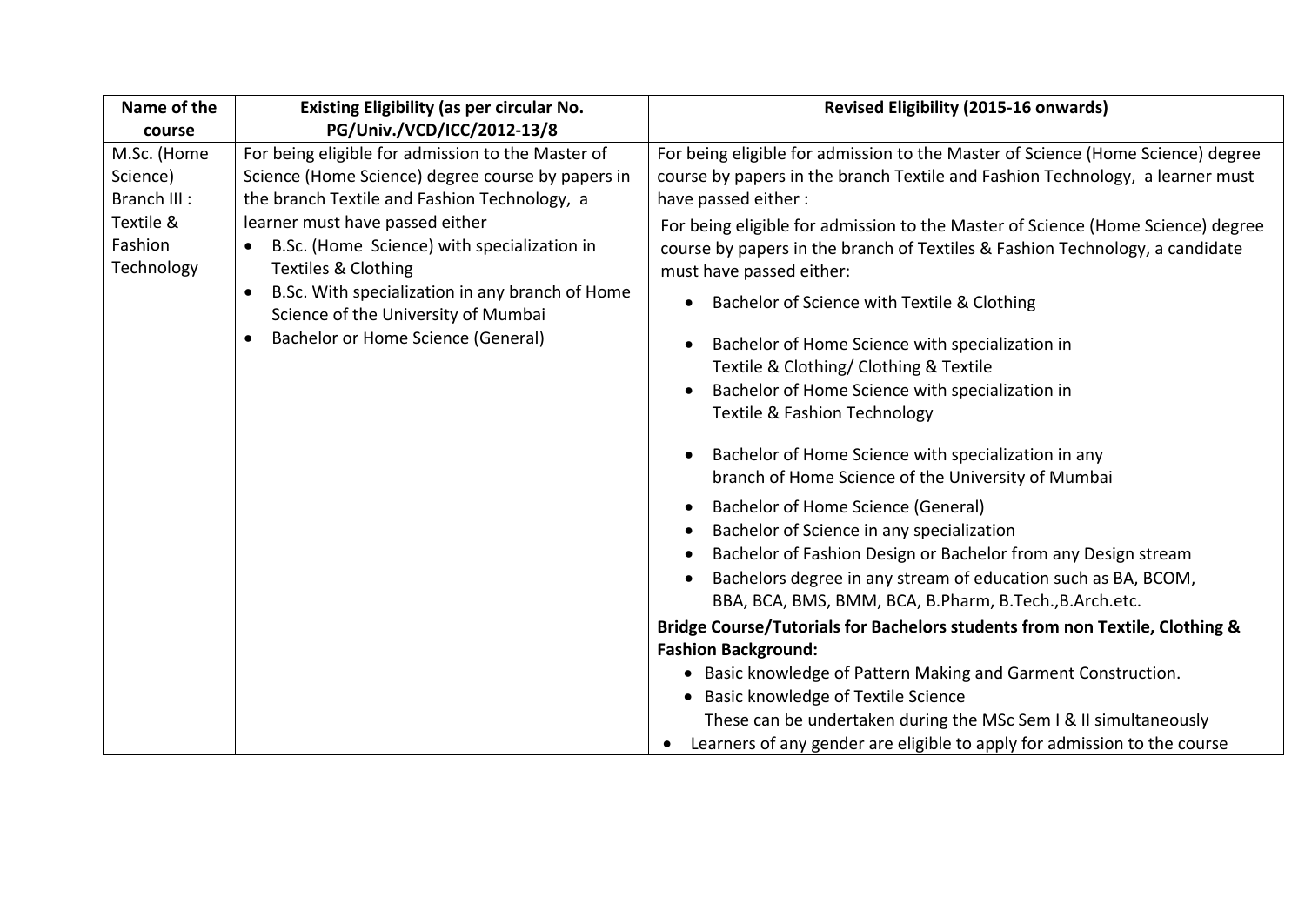| Name of the course | Existing Eligibility (as per circular No. PG/Univ./VCD/ICC/2012-13/8 | Revised Eligibility (2015-16 onwards) |
|---|---|---|
| M.Sc. (Home Science) Branch III : Textile & Fashion Technology | For being eligible for admission to the Master of Science (Home Science) degree course by papers in the branch Textile and Fashion Technology, a learner must have passed either<br>• B.Sc. (Home Science) with specialization in Textiles & Clothing<br>• B.Sc. With specialization in any branch of Home Science of the University of Mumbai<br>• Bachelor or Home Science (General) | For being eligible for admission to the Master of Science (Home Science) degree course by papers in the branch Textile and Fashion Technology, a learner must have passed either :<br>For being eligible for admission to the Master of Science (Home Science) degree course by papers in the branch of Textiles & Fashion Technology, a candidate must have passed either:<br>• Bachelor of Science with Textile & Clothing<br>• Bachelor of Home Science with specialization in Textile & Clothing/ Clothing & Textile<br>• Bachelor of Home Science with specialization in Textile & Fashion Technology<br>• Bachelor of Home Science with specialization in any branch of Home Science of the University of Mumbai<br>• Bachelor of Home Science (General)<br>• Bachelor of Science in any specialization<br>• Bachelor of Fashion Design or Bachelor from any Design stream<br>• Bachelors degree in any stream of education such as BA, BCOM, BBA, BCA, BMS, BMM, BCA, B.Pharm, B.Tech.,B.Arch.etc.<br>**Bridge Course/Tutorials for Bachelors students from non Textile, Clothing & Fashion Background:**<br>• Basic knowledge of Pattern Making and Garment Construction.<br>• Basic knowledge of Textile Science<br>These can be undertaken during the MSc Sem I & II simultaneously<br>• Learners of any gender are eligible to apply for admission to the course |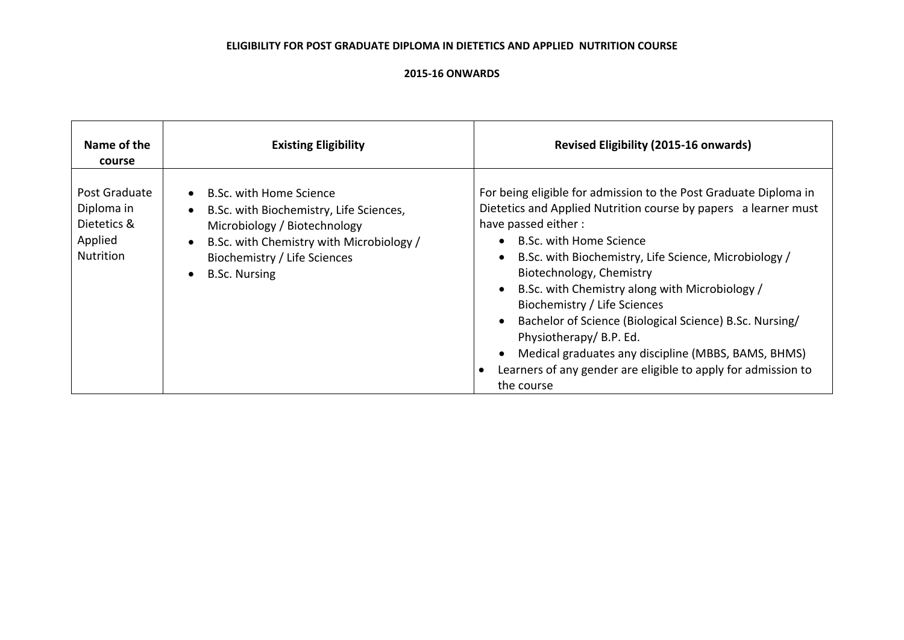**ELIGIBILITY FOR POST GRADUATE DIPLOMA IN DIETETICS AND APPLIED NUTRITION COURSE**

**2015-16 ONWARDS**

| **Name of the course** | **Existing Eligibility** | **Revised Eligibility (2015-16 onwards)** |
|---|---|---|
| Post Graduate Diploma in Dietetics & Applied Nutrition | • B.Sc. with Home Science<br>• B.Sc. with Biochemistry, Life Sciences, Microbiology / Biotechnology<br>• B.Sc. with Chemistry with Microbiology / Biochemistry / Life Sciences<br>• B.Sc. Nursing | For being eligible for admission to the Post Graduate Diploma in Dietetics and Applied Nutrition course by papers a learner must have passed either :<br>• B.Sc. with Home Science<br>• B.Sc. with Biochemistry, Life Science, Microbiology / Biotechnology, Chemistry<br>• B.Sc. with Chemistry along with Microbiology / Biochemistry / Life Sciences<br>• Bachelor of Science (Biological Science) B.Sc. Nursing/ Physiotherapy/ B.P. Ed.<br>• Medical graduates any discipline (MBBS, BAMS, BHMS)<br>• Learners of any gender are eligible to apply for admission to the course |